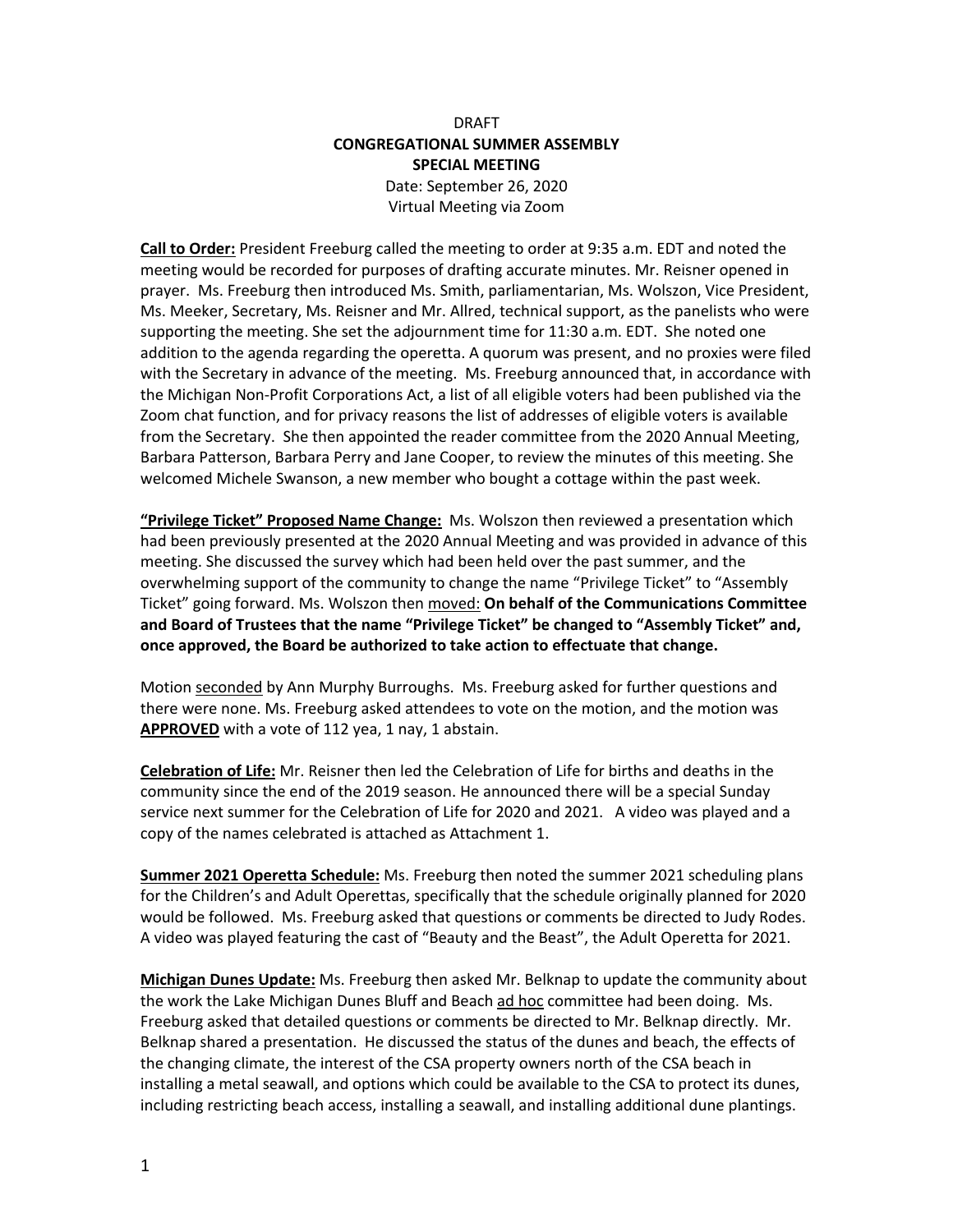DRAFT

**CONGREGATIONAL SUMMER ASSEMBLY**

**SPECIAL MEETING**

Date: September 26, 2020

Virtual Meeting via Zoom

**Call to Order:** President Freeburg called the meeting to order at 9:35 a.m. EDT and noted the meeting would be recorded for purposes of drafting accurate minutes. Mr. Reisner opened in prayer. Ms. Freeburg then introduced Ms. Smith, parliamentarian, Ms. Wolszon, Vice President, Ms. Meeker, Secretary, Ms. Reisner and Mr. Allred, technical support, as the panelists who were supporting the meeting. She set the adjournment time for 11:30 a.m. EDT. She noted one addition to the agenda regarding the operetta. A quorum was present, and no proxies were filed with the Secretary in advance of the meeting. Ms. Freeburg announced that, in accordance with the Michigan Non-Profit Corporations Act, a list of all eligible voters had been published via the Zoom chat function, and for privacy reasons the list of addresses of eligible voters is available from the Secretary. She then appointed the reader committee from the 2020 Annual Meeting, Barbara Patterson, Barbara Perry and Jane Cooper, to review the minutes of this meeting. She welcomed Michele Swanson, a new member who bought a cottage within the past week.

**"Privilege Ticket" Proposed Name Change:** Ms. Wolszon then reviewed a presentation which had been previously presented at the 2020 Annual Meeting and was provided in advance of this meeting. She discussed the survey which had been held over the past summer, and the overwhelming support of the community to change the name "Privilege Ticket" to "Assembly Ticket" going forward. Ms. Wolszon then moved: **On behalf of the Communications Committee and Board of Trustees that the name "Privilege Ticket" be changed to "Assembly Ticket" and, once approved, the Board be authorized to take action to effectuate that change.**

Motion seconded by Ann Murphy Burroughs. Ms. Freeburg asked for further questions and there were none. Ms. Freeburg asked attendees to vote on the motion, and the motion was **APPROVED** with a vote of 112 yea, 1 nay, 1 abstain.

**Celebration of Life:** Mr. Reisner then led the Celebration of Life for births and deaths in the community since the end of the 2019 season. He announced there will be a special Sunday service next summer for the Celebration of Life for 2020 and 2021. A video was played and a copy of the names celebrated is attached as Attachment 1.

**Summer 2021 Operetta Schedule:** Ms. Freeburg then noted the summer 2021 scheduling plans for the Children's and Adult Operettas, specifically that the schedule originally planned for 2020 would be followed. Ms. Freeburg asked that questions or comments be directed to Judy Rodes. A video was played featuring the cast of "Beauty and the Beast", the Adult Operetta for 2021.

**Michigan Dunes Update:** Ms. Freeburg then asked Mr. Belknap to update the community about the work the Lake Michigan Dunes Bluff and Beach ad hoc committee had been doing. Ms. Freeburg asked that detailed questions or comments be directed to Mr. Belknap directly. Mr. Belknap shared a presentation. He discussed the status of the dunes and beach, the effects of the changing climate, the interest of the CSA property owners north of the CSA beach in installing a metal seawall, and options which could be available to the CSA to protect its dunes, including restricting beach access, installing a seawall, and installing additional dune plantings.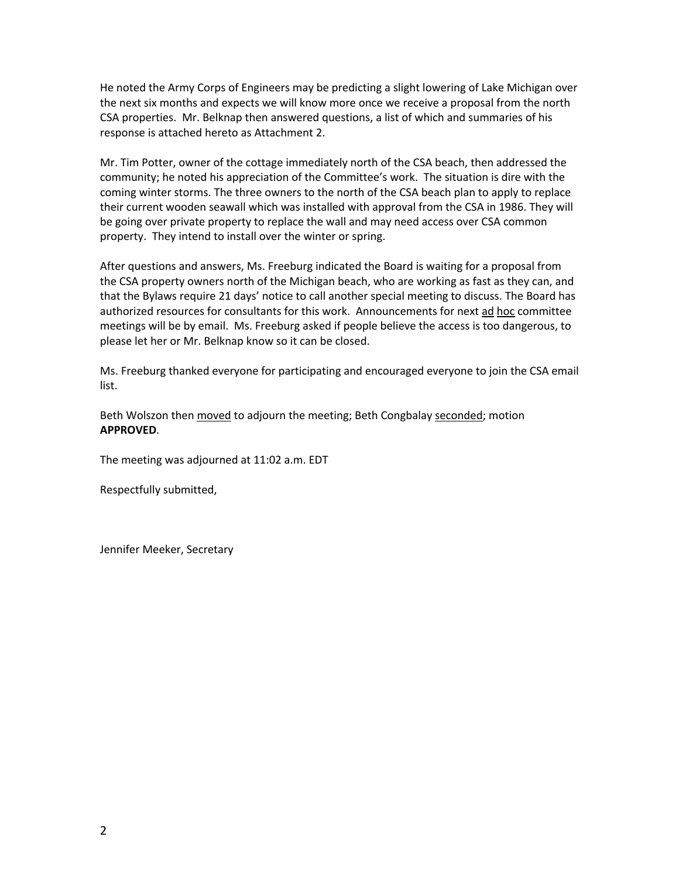He noted the Army Corps of Engineers may be predicting a slight lowering of Lake Michigan over the next six months and expects we will know more once we receive a proposal from the north CSA properties. Mr. Belknap then answered questions, a list of which and summaries of his response is attached hereto as Attachment 2.

Mr. Tim Potter, owner of the cottage immediately north of the CSA beach, then addressed the community; he noted his appreciation of the Committee's work. The situation is dire with the coming winter storms. The three owners to the north of the CSA beach plan to apply to replace their current wooden seawall which was installed with approval from the CSA in 1986. They will be going over private property to replace the wall and may need access over CSA common property. They intend to install over the winter or spring.

After questions and answers, Ms. Freeburg indicated the Board is waiting for a proposal from the CSA property owners north of the Michigan beach, who are working as fast as they can, and that the Bylaws require 21 days' notice to call another special meeting to discuss. The Board has authorized resources for consultants for this work. Announcements for next ad hoc committee meetings will be by email. Ms. Freeburg asked if people believe the access is too dangerous, to please let her or Mr. Belknap know so it can be closed.

Ms. Freeburg thanked everyone for participating and encouraged everyone to join the CSA email list.

Beth Wolszon then moved to adjourn the meeting; Beth Congbalay seconded; motion **APPROVED**.

The meeting was adjourned at 11:02 a.m. EDT

Respectfully submitted,

Jennifer Meeker, Secretary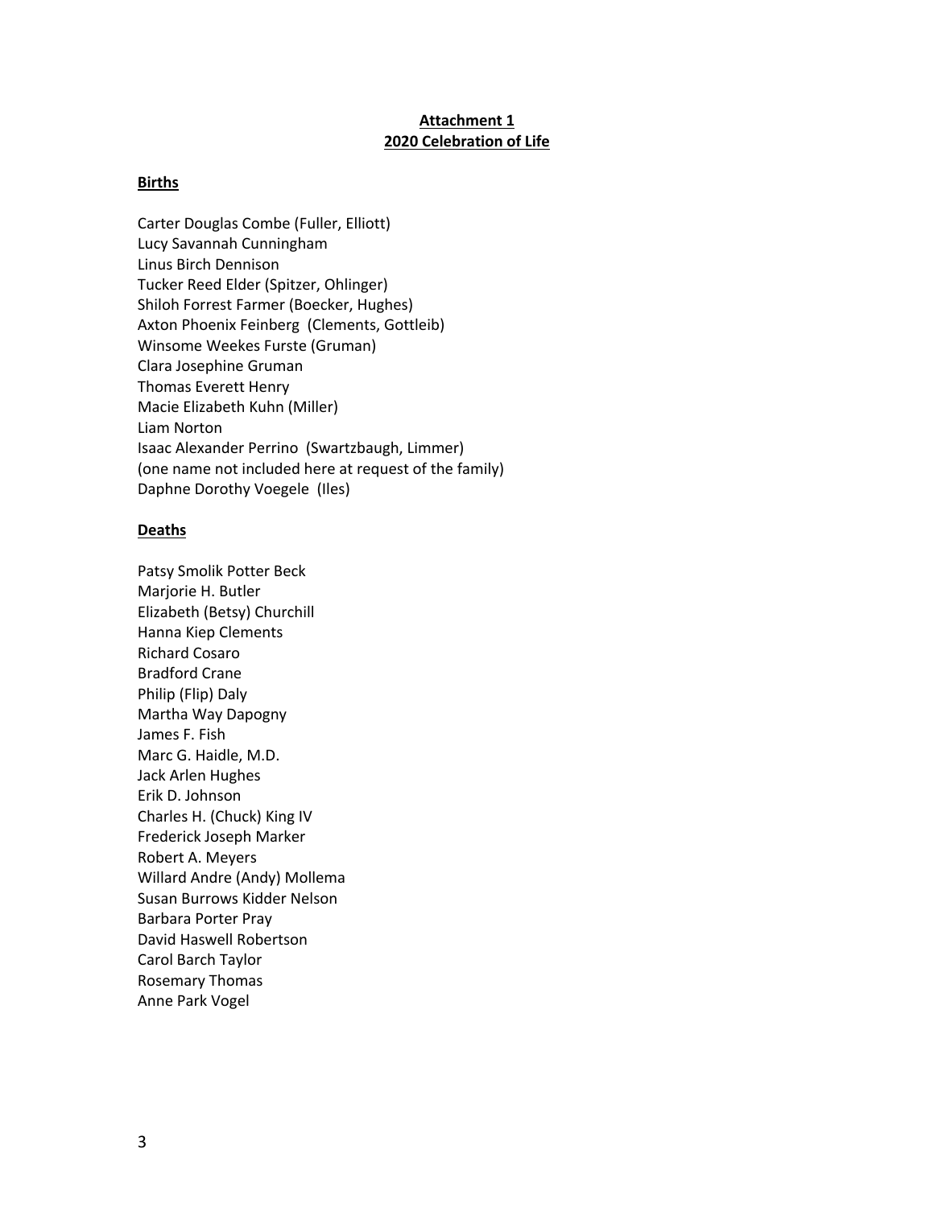**Attachment 1**
**2020 Celebration of Life**

**Births**

Carter Douglas Combe (Fuller, Elliott)
Lucy Savannah Cunningham
Linus Birch Dennison
Tucker Reed Elder (Spitzer, Ohlinger)
Shiloh Forrest Farmer (Boecker, Hughes)
Axton Phoenix Feinberg (Clements, Gottleib)
Winsome Weekes Furste (Gruman)
Clara Josephine Gruman
Thomas Everett Henry
Macie Elizabeth Kuhn (Miller)
Liam Norton
Isaac Alexander Perrino (Swartzbaugh, Limmer)
(one name not included here at request of the family)
Daphne Dorothy Voegele (Iles)

**Deaths**

Patsy Smolik Potter Beck
Marjorie H. Butler
Elizabeth (Betsy) Churchill
Hanna Kiep Clements
Richard Cosaro
Bradford Crane
Philip (Flip) Daly
Martha Way Dapogny
James F. Fish
Marc G. Haidle, M.D.
Jack Arlen Hughes
Erik D. Johnson
Charles H. (Chuck) King IV
Frederick Joseph Marker
Robert A. Meyers
Willard Andre (Andy) Mollema
Susan Burrows Kidder Nelson
Barbara Porter Pray
David Haswell Robertson
Carol Barch Taylor
Rosemary Thomas
Anne Park Vogel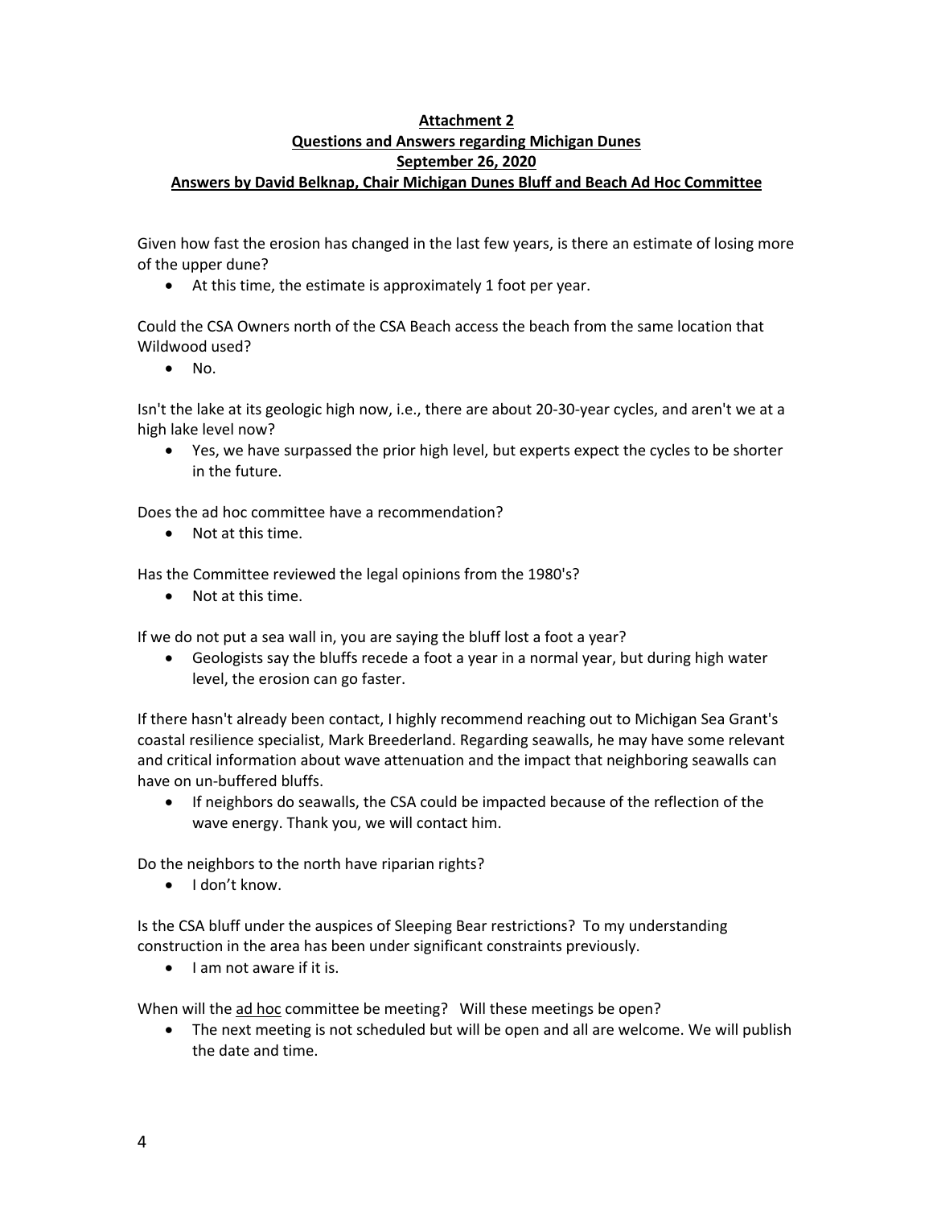**Attachment 2**
**Questions and Answers regarding Michigan Dunes**
**September 26, 2020**
**Answers by David Belknap, Chair Michigan Dunes Bluff and Beach Ad Hoc Committee**

Given how fast the erosion has changed in the last few years, is there an estimate of losing more of the upper dune?

- At this time, the estimate is approximately 1 foot per year.

Could the CSA Owners north of the CSA Beach access the beach from the same location that Wildwood used?

- No.

Isn't the lake at its geologic high now, i.e., there are about 20-30-year cycles, and aren't we at a high lake level now?

- Yes, we have surpassed the prior high level, but experts expect the cycles to be shorter in the future.

Does the ad hoc committee have a recommendation?

- Not at this time.

Has the Committee reviewed the legal opinions from the 1980's?

- Not at this time.

If we do not put a sea wall in, you are saying the bluff lost a foot a year?

- Geologists say the bluffs recede a foot a year in a normal year, but during high water level, the erosion can go faster.

If there hasn't already been contact, I highly recommend reaching out to Michigan Sea Grant's coastal resilience specialist, Mark Breederland. Regarding seawalls, he may have some relevant and critical information about wave attenuation and the impact that neighboring seawalls can have on un-buffered bluffs.

- If neighbors do seawalls, the CSA could be impacted because of the reflection of the wave energy. Thank you, we will contact him.

Do the neighbors to the north have riparian rights?

- I don't know.

Is the CSA bluff under the auspices of Sleeping Bear restrictions? To my understanding construction in the area has been under significant constraints previously.

- I am not aware if it is.

When will the ad hoc committee be meeting? Will these meetings be open?

- The next meeting is not scheduled but will be open and all are welcome. We will publish the date and time.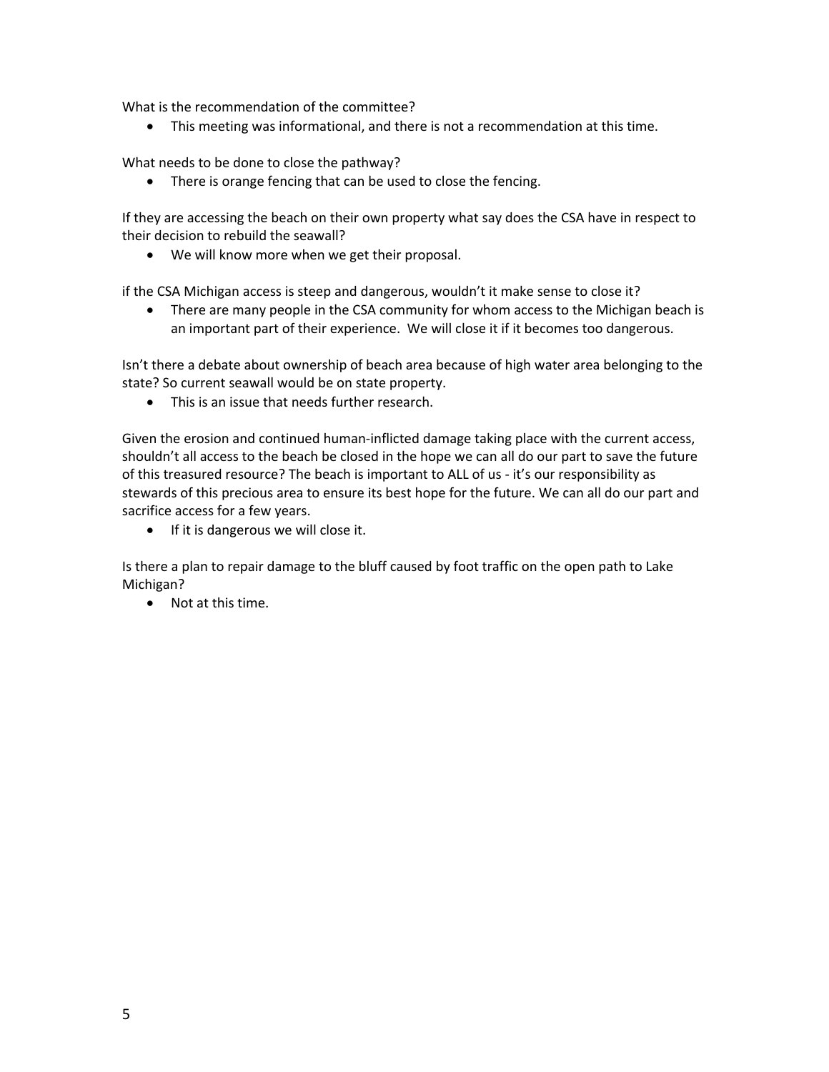What is the recommendation of the committee?

- This meeting was informational, and there is not a recommendation at this time.

What needs to be done to close the pathway?

- There is orange fencing that can be used to close the fencing.

If they are accessing the beach on their own property what say does the CSA have in respect to their decision to rebuild the seawall?

- We will know more when we get their proposal.

if the CSA Michigan access is steep and dangerous, wouldn't it make sense to close it?

- There are many people in the CSA community for whom access to the Michigan beach is an important part of their experience. We will close it if it becomes too dangerous.

Isn't there a debate about ownership of beach area because of high water area belonging to the state? So current seawall would be on state property.

- This is an issue that needs further research.

Given the erosion and continued human-inflicted damage taking place with the current access, shouldn't all access to the beach be closed in the hope we can all do our part to save the future of this treasured resource? The beach is important to ALL of us - it's our responsibility as stewards of this precious area to ensure its best hope for the future. We can all do our part and sacrifice access for a few years.

- If it is dangerous we will close it.

Is there a plan to repair damage to the bluff caused by foot traffic on the open path to Lake Michigan?

- Not at this time.